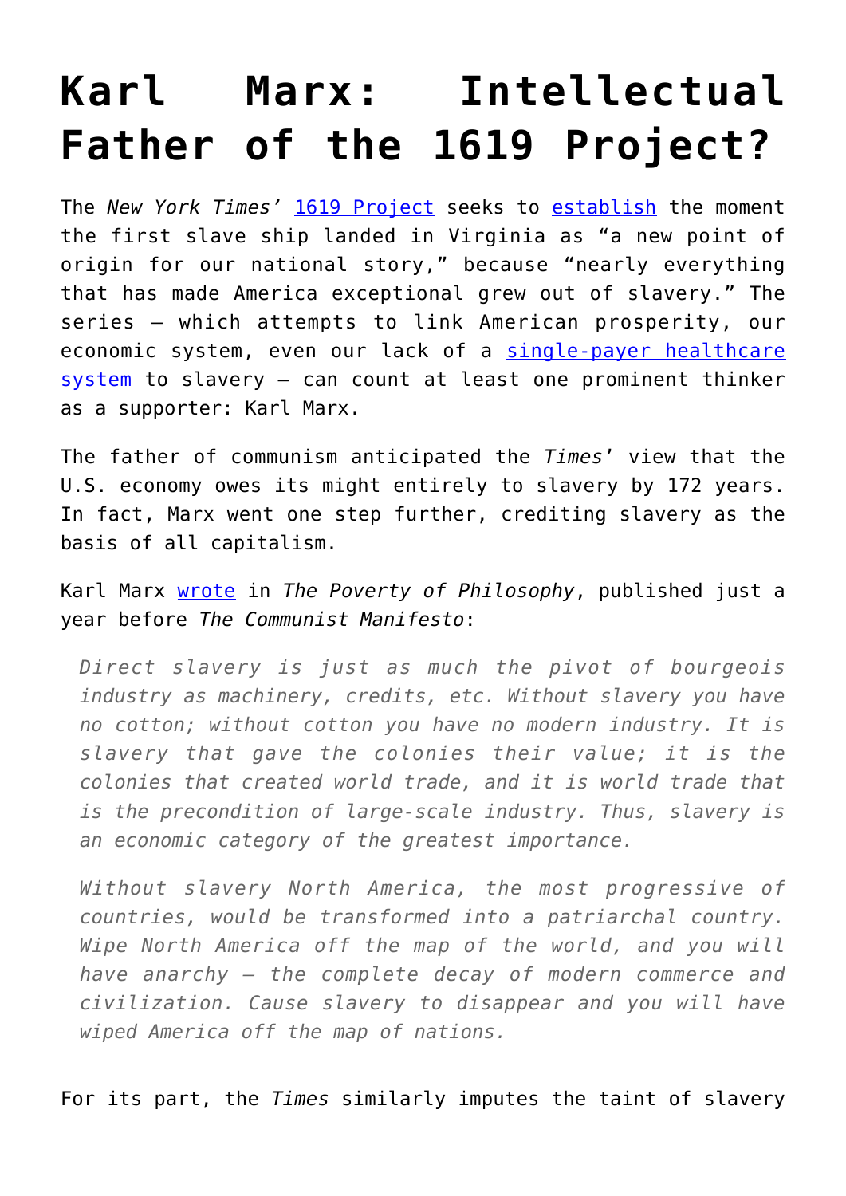# Karl Marx: Intellectual Father of the 1619 Project?

The *New York Times'* 1619 Project seeks to establish the moment the first slave ship landed in Virginia as "a new point of origin for our national story," because "nearly everything that has made America exceptional grew out of slavery." The series – which attempts to link American prosperity, our economic system, even our lack of a single-payer healthcare system to slavery – can count at least one prominent thinker as a supporter: Karl Marx.

The father of communism anticipated the *Times*' view that the U.S. economy owes its might entirely to slavery by 172 years. In fact, Marx went one step further, crediting slavery as the basis of all capitalism.

Karl Marx wrote in *The Poverty of Philosophy*, published just a year before *The Communist Manifesto*:

> *Direct slavery is just as much the pivot of bourgeois industry as machinery, credits, etc. Without slavery you have no cotton; without cotton you have no modern industry. It is slavery that gave the colonies their value; it is the colonies that created world trade, and it is world trade that is the precondition of large-scale industry. Thus, slavery is an economic category of the greatest importance.*
>
> *Without slavery North America, the most progressive of countries, would be transformed into a patriarchal country. Wipe North America off the map of the world, and you will have anarchy – the complete decay of modern commerce and civilization. Cause slavery to disappear and you will have wiped America off the map of nations.*

For its part, the *Times* similarly imputes the taint of slavery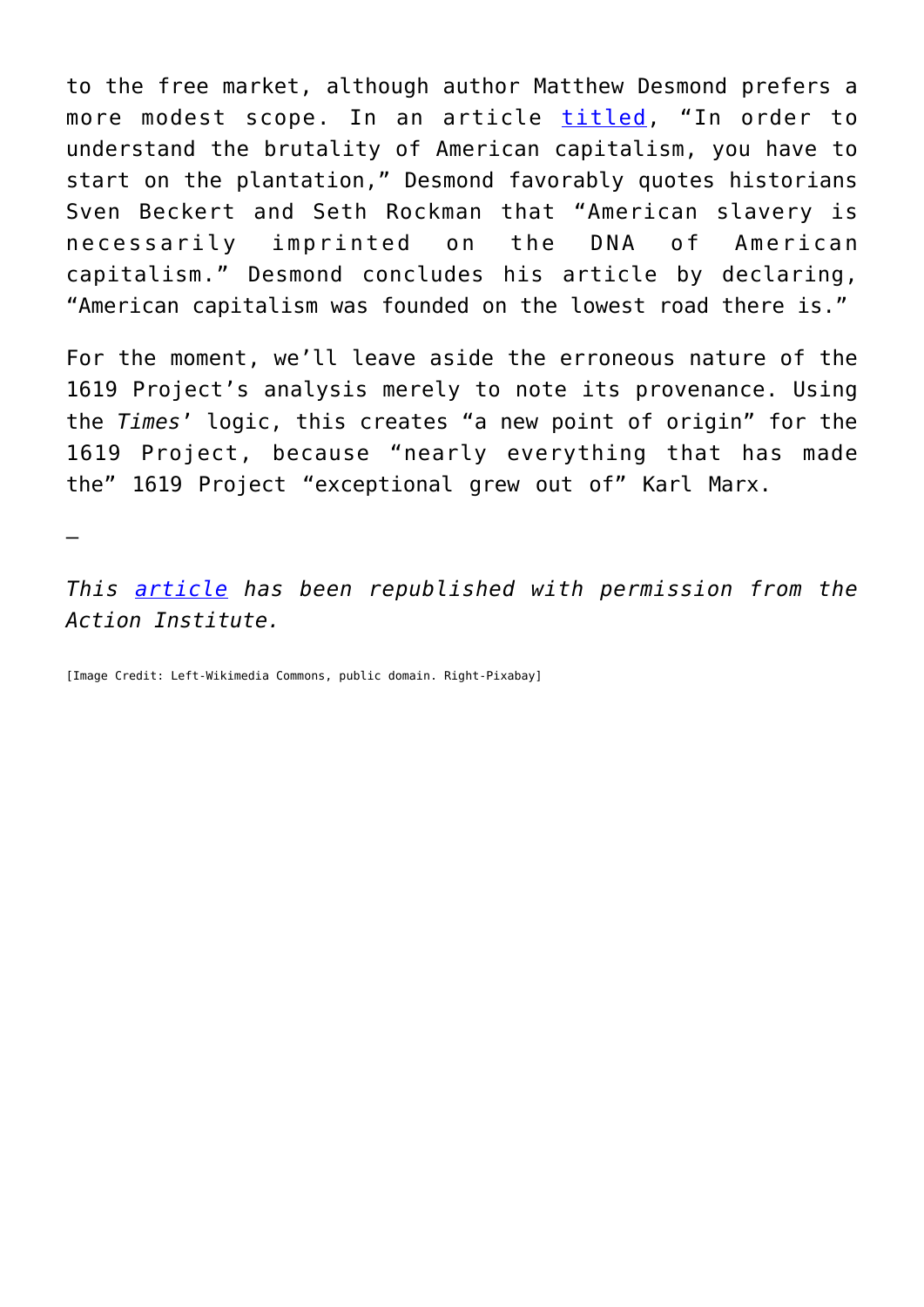to the free market, although author Matthew Desmond prefers a more modest scope. In an article titled, "In order to understand the brutality of American capitalism, you have to start on the plantation," Desmond favorably quotes historians Sven Beckert and Seth Rockman that "American slavery is necessarily imprinted on the DNA of American capitalism." Desmond concludes his article by declaring, "American capitalism was founded on the lowest road there is."

For the moment, we'll leave aside the erroneous nature of the 1619 Project's analysis merely to note its provenance. Using the *Times'* logic, this creates "a new point of origin" for the 1619 Project, because "nearly everything that has made the" 1619 Project "exceptional grew out of" Karl Marx.

—

*This article has been republished with permission from the Action Institute.*

[Image Credit: Left-Wikimedia Commons, public domain. Right-Pixabay]